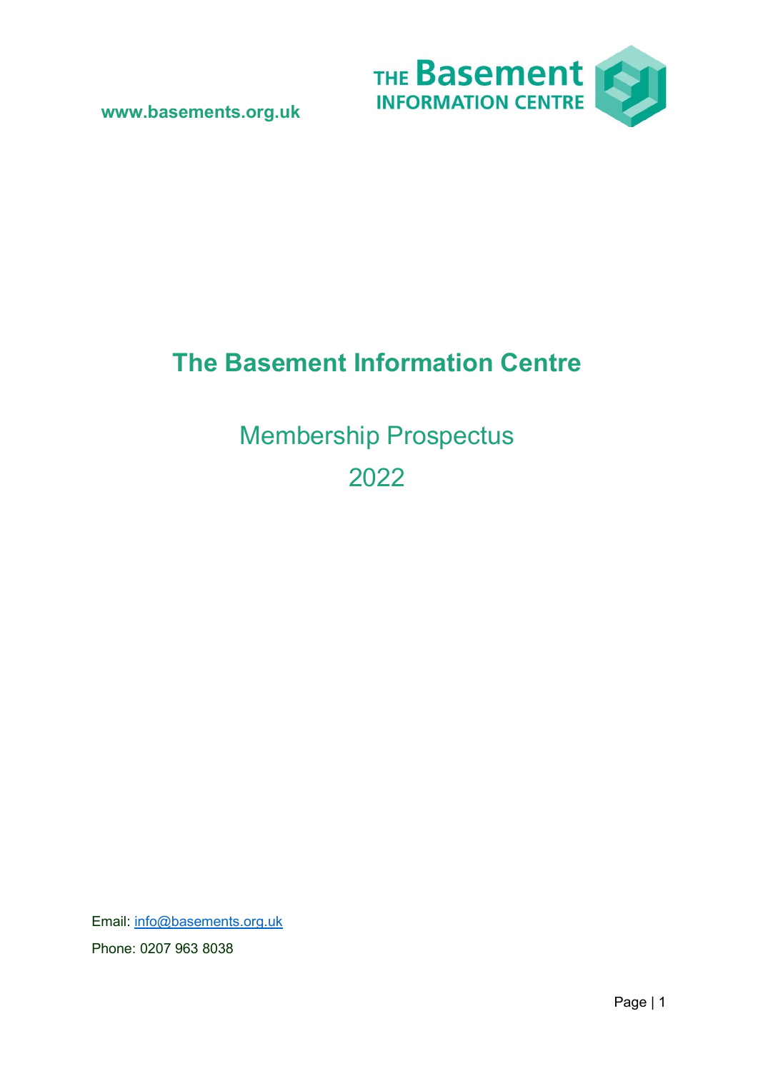www.basements.org.uk

THE Basement INFORMATION CENTRE

# The Basement Information Centre

## Membership Prospectus

## 2022

Email: info@basements.org.uk

Phone: 0207 963 8038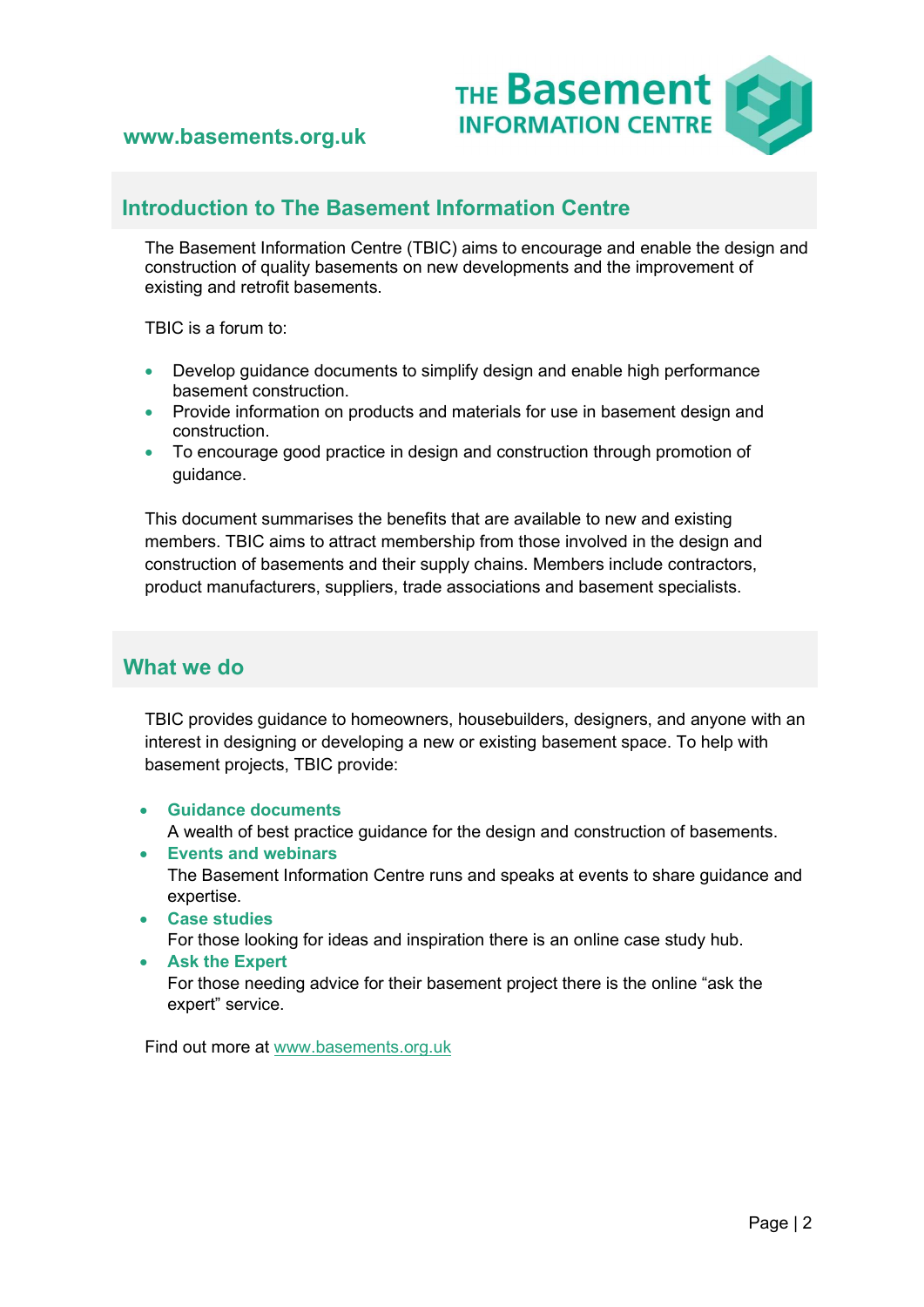## Introduction to The Basement Information Centre

The Basement Information Centre (TBIC) aims to encourage and enable the design and construction of quality basements on new developments and the improvement of existing and retrofit basements.

TBIC is a forum to:

- Develop guidance documents to simplify design and enable high performance basement construction.
- Provide information on products and materials for use in basement design and construction.
- To encourage good practice in design and construction through promotion of guidance.

This document summarises the benefits that are available to new and existing members. TBIC aims to attract membership from those involved in the design and construction of basements and their supply chains. Members include contractors, product manufacturers, suppliers, trade associations and basement specialists.

## What we do

TBIC provides guidance to homeowners, housebuilders, designers, and anyone with an interest in designing or developing a new or existing basement space. To help with basement projects, TBIC provide:

- **Guidance documents**
  A wealth of best practice guidance for the design and construction of basements.
- **Events and webinars**
  The Basement Information Centre runs and speaks at events to share guidance and expertise.
- **Case studies**
  For those looking for ideas and inspiration there is an online case study hub.
- **Ask the Expert**
  For those needing advice for their basement project there is the online "ask the expert" service.

Find out more at www.basements.org.uk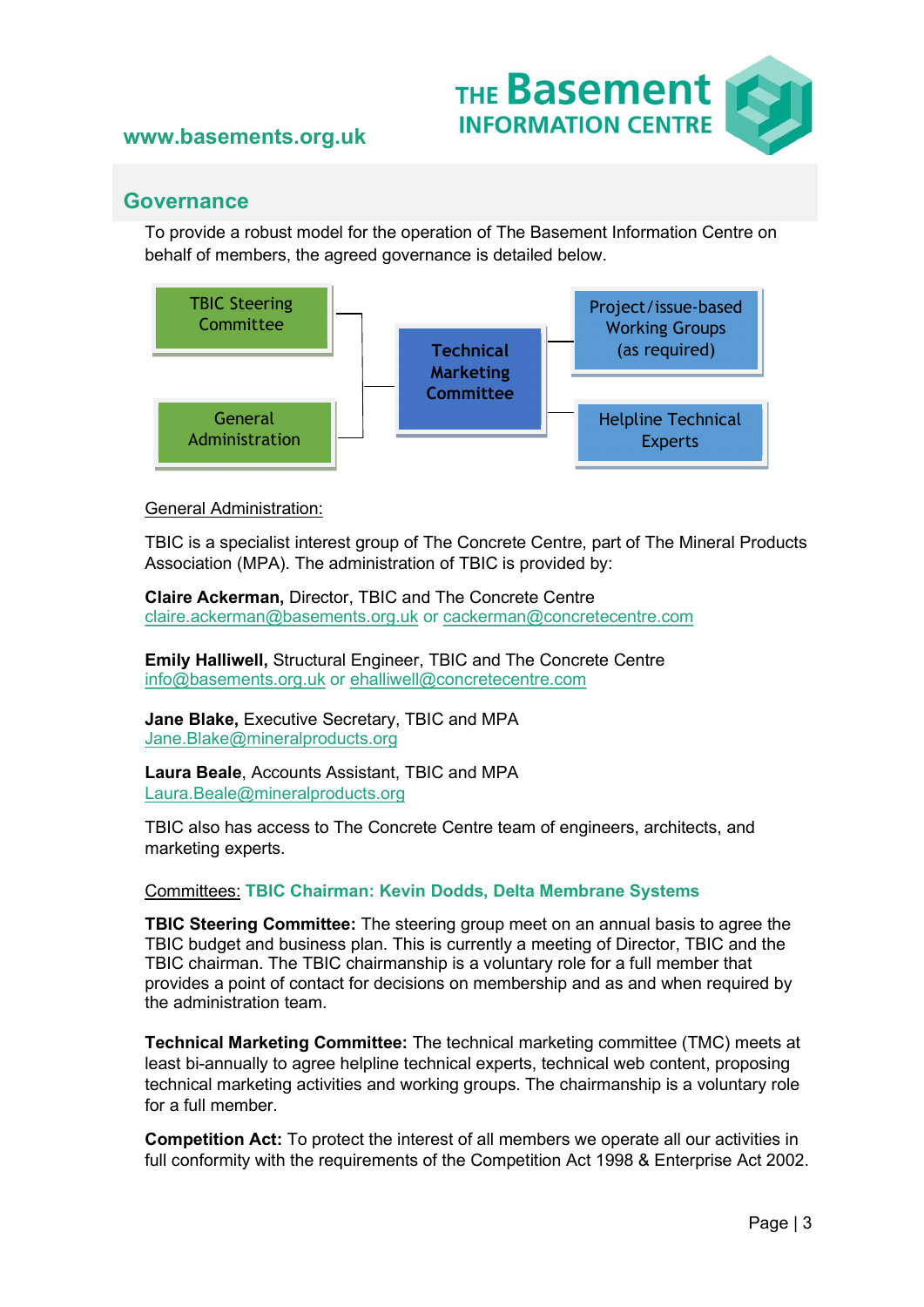www.basements.org.uk

## Governance

To provide a robust model for the operation of The Basement Information Centre on behalf of members, the agreed governance is detailed below.

TBIC Steering Committee

General Administration

Technical Marketing Committee

Project/issue-based Working Groups (as required)

Helpline Technical Experts

General Administration:

TBIC is a specialist interest group of The Concrete Centre, part of The Mineral Products Association (MPA). The administration of TBIC is provided by:

**Claire Ackerman,** Director, TBIC and The Concrete Centre
claire.ackerman@basements.org.uk or cackerman@concretecentre.com

**Emily Halliwell,** Structural Engineer, TBIC and The Concrete Centre
info@basements.org.uk or ehalliwell@concretecentre.com

**Jane Blake,** Executive Secretary, TBIC and MPA
Jane.Blake@mineralproducts.org

**Laura Beale**, Accounts Assistant, TBIC and MPA
Laura.Beale@mineralproducts.org

TBIC also has access to The Concrete Centre team of engineers, architects, and marketing experts.

Committees: **TBIC Chairman: Kevin Dodds, Delta Membrane Systems**

**TBIC Steering Committee:** The steering group meet on an annual basis to agree the TBIC budget and business plan. This is currently a meeting of Director, TBIC and the TBIC chairman. The TBIC chairmanship is a voluntary role for a full member that provides a point of contact for decisions on membership and as and when required by the administration team.

**Technical Marketing Committee:** The technical marketing committee (TMC) meets at least bi-annually to agree helpline technical experts, technical web content, proposing technical marketing activities and working groups. The chairmanship is a voluntary role for a full member.

**Competition Act:** To protect the interest of all members we operate all our activities in full conformity with the requirements of the Competition Act 1998 & Enterprise Act 2002.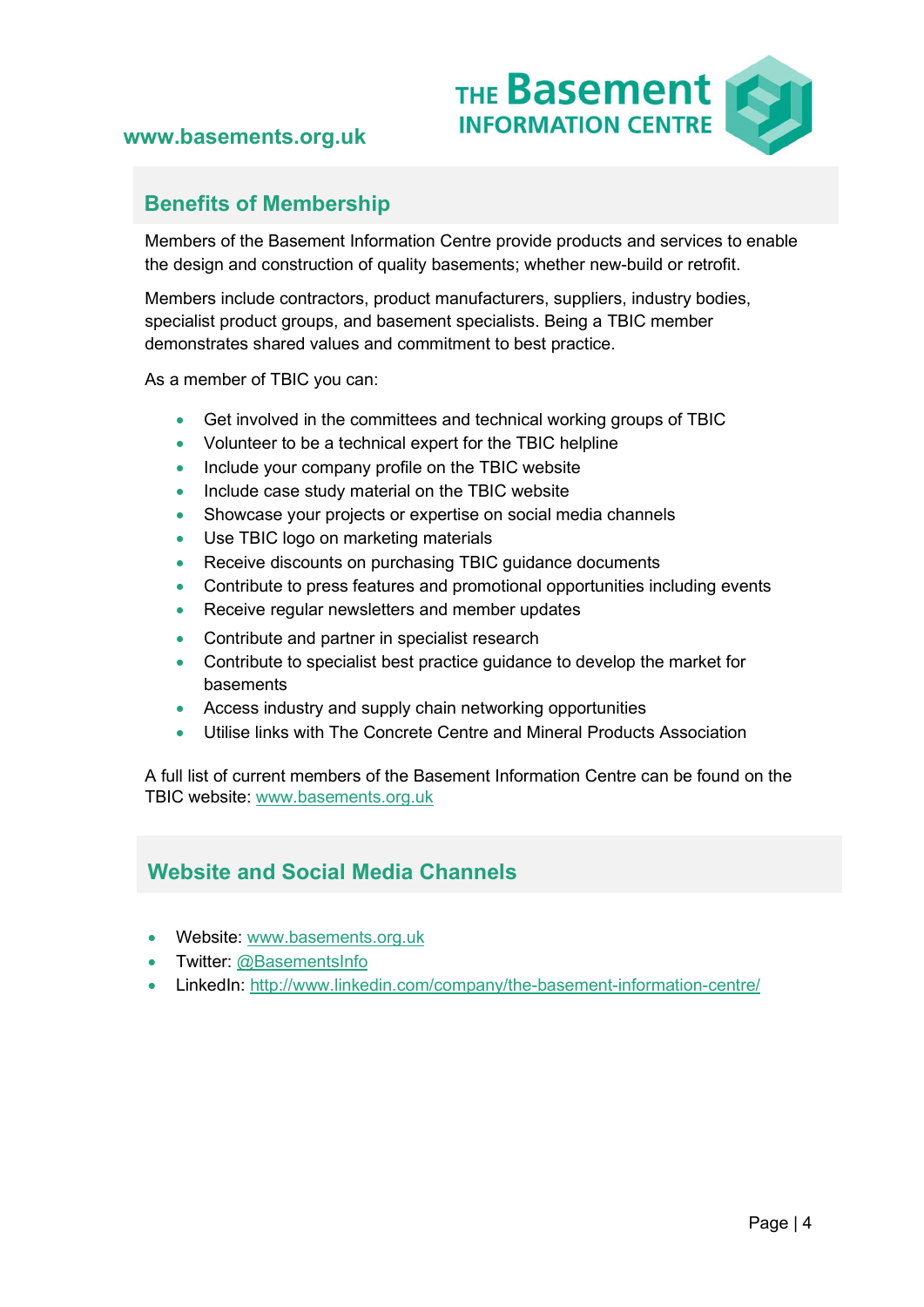## Benefits of Membership

Members of the Basement Information Centre provide products and services to enable the design and construction of quality basements; whether new-build or retrofit.

Members include contractors, product manufacturers, suppliers, industry bodies, specialist product groups, and basement specialists. Being a TBIC member demonstrates shared values and commitment to best practice.

As a member of TBIC you can:

- Get involved in the committees and technical working groups of TBIC
- Volunteer to be a technical expert for the TBIC helpline
- Include your company profile on the TBIC website
- Include case study material on the TBIC website
- Showcase your projects or expertise on social media channels
- Use TBIC logo on marketing materials
- Receive discounts on purchasing TBIC guidance documents
- Contribute to press features and promotional opportunities including events
- Receive regular newsletters and member updates
- Contribute and partner in specialist research
- Contribute to specialist best practice guidance to develop the market for basements
- Access industry and supply chain networking opportunities
- Utilise links with The Concrete Centre and Mineral Products Association

A full list of current members of the Basement Information Centre can be found on the TBIC website: www.basements.org.uk

## Website and Social Media Channels

- Website: www.basements.org.uk
- Twitter: @BasementsInfo
- LinkedIn: http://www.linkedin.com/company/the-basement-information-centre/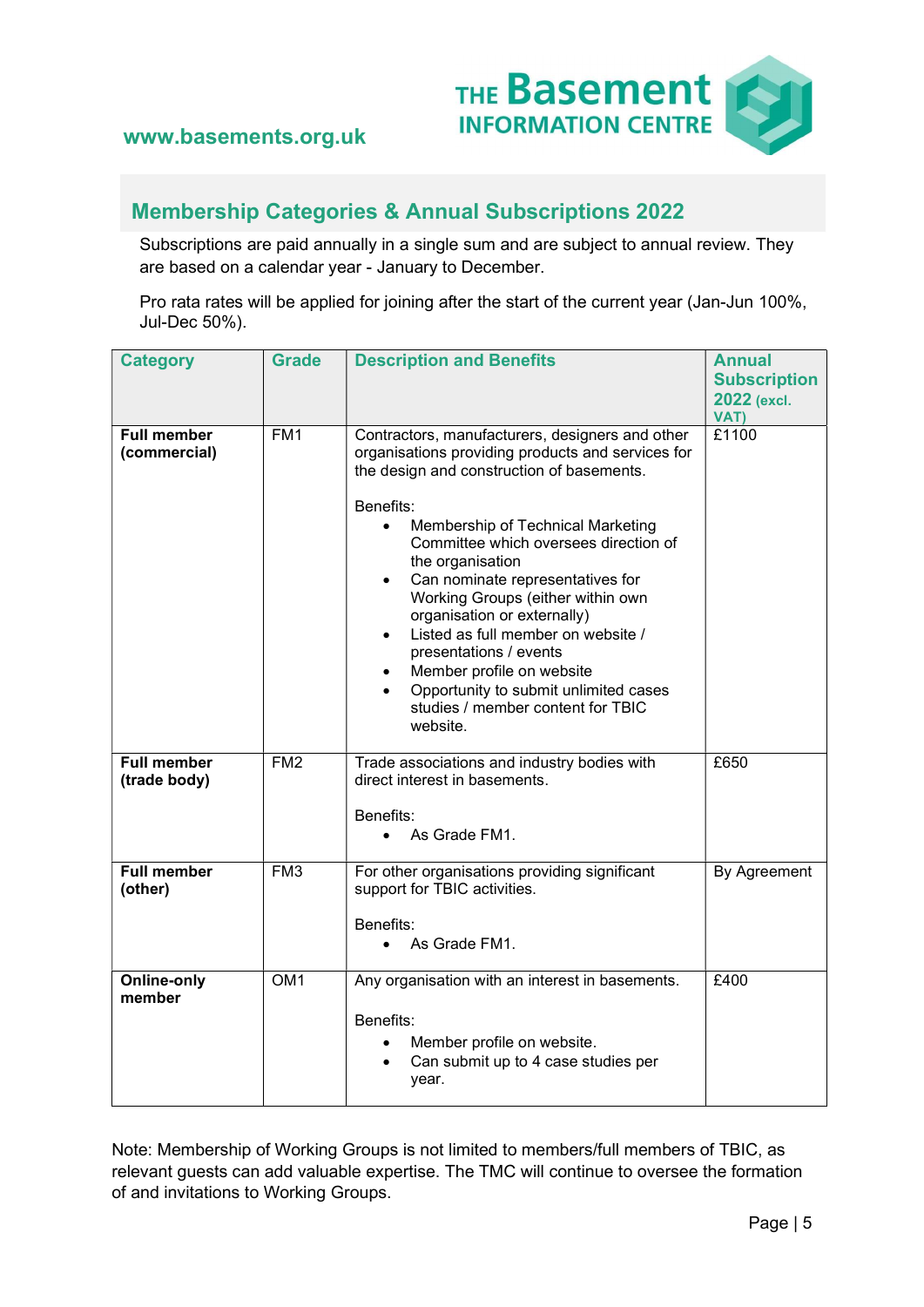## Membership Categories & Annual Subscriptions 2022

Subscriptions are paid annually in a single sum and are subject to annual review. They are based on a calendar year - January to December.

Pro rata rates will be applied for joining after the start of the current year (Jan-Jun 100%, Jul-Dec 50%).

| Category | Grade | Description and Benefits | Annual Subscription 2022 (excl. VAT) |
|---|---|---|---|
| **Full member (commercial)** | FM1 | Contractors, manufacturers, designers and other organisations providing products and services for the design and construction of basements.<br><br>Benefits:<br>• Membership of Technical Marketing Committee which oversees direction of the organisation<br>• Can nominate representatives for Working Groups (either within own organisation or externally)<br>• Listed as full member on website / presentations / events<br>• Member profile on website<br>• Opportunity to submit unlimited cases studies / member content for TBIC website. | £1100 |
| **Full member (trade body)** | FM2 | Trade associations and industry bodies with direct interest in basements.<br><br>Benefits:<br>• As Grade FM1. | £650 |
| **Full member (other)** | FM3 | For other organisations providing significant support for TBIC activities.<br><br>Benefits:<br>• As Grade FM1. | By Agreement |
| **Online-only member** | OM1 | Any organisation with an interest in basements.<br><br>Benefits:<br>• Member profile on website.<br>• Can submit up to 4 case studies per year. | £400 |

Note: Membership of Working Groups is not limited to members/full members of TBIC, as relevant guests can add valuable expertise. The TMC will continue to oversee the formation of and invitations to Working Groups.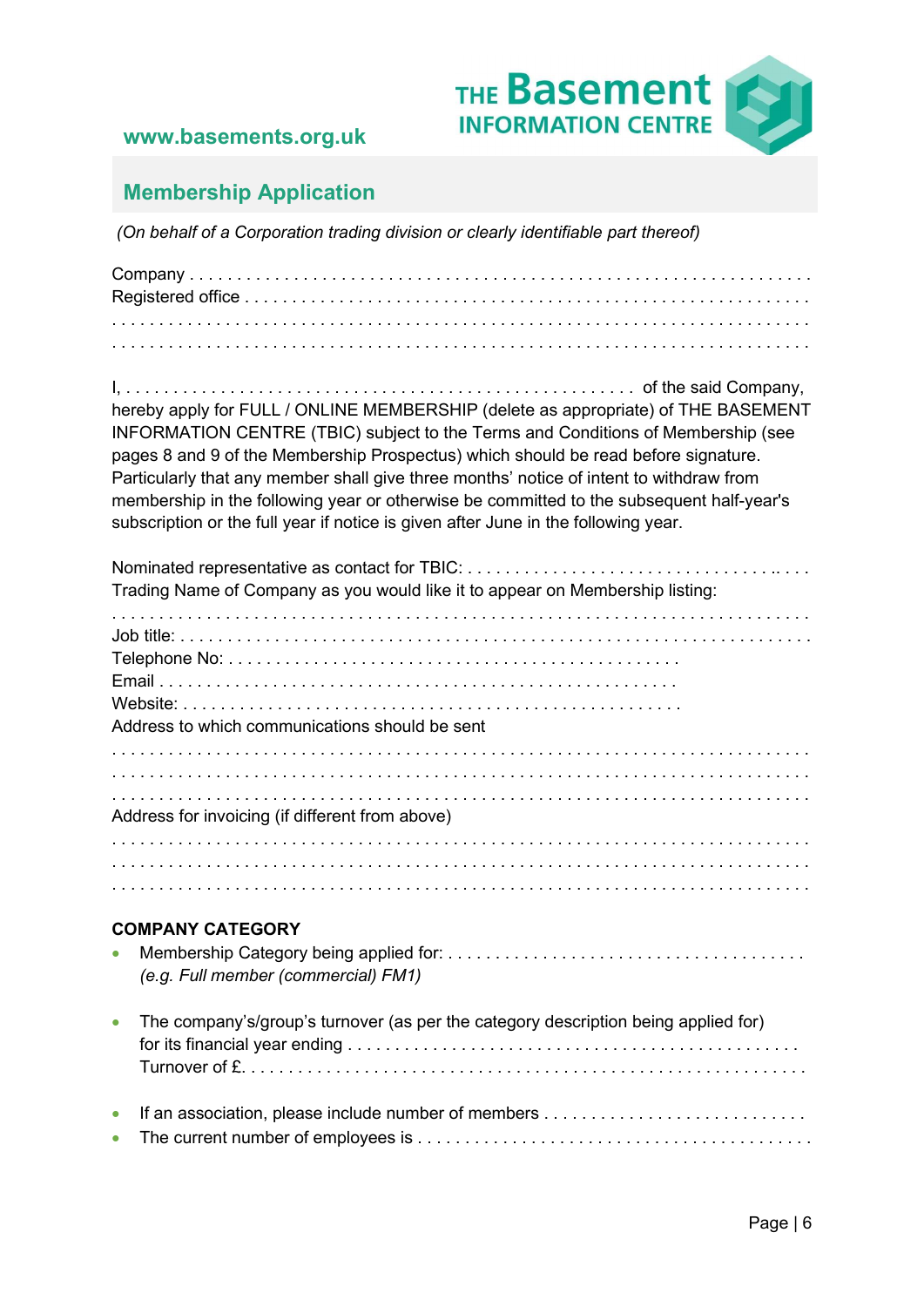www.basements.org.uk

THE Basement INFORMATION CENTRE

## Membership Application

*(On behalf of a Corporation trading division or clearly identifiable part thereof)*

Company . . . . . . . . . . . . . . . . . . . . . . . . . . . . . . . . . . . . . . . . . . . . . . . . . . . . . . . . . . . . . . . .
Registered office . . . . . . . . . . . . . . . . . . . . . . . . . . . . . . . . . . . . . . . . . . . . . . . . . . . . . . . . . . . .
. . . . . . . . . . . . . . . . . . . . . . . . . . . . . . . . . . . . . . . . . . . . . . . . . . . . . . . . . . . . . . . . . . . . . .
. . . . . . . . . . . . . . . . . . . . . . . . . . . . . . . . . . . . . . . . . . . . . . . . . . . . . . . . . . . . . . . . . . . . . .

I, . . . . . . . . . . . . . . . . . . . . . . . . . . . . . . . . . . . . . . . . . . . . . . . . . . . . . . of the said Company, hereby apply for FULL / ONLINE MEMBERSHIP (delete as appropriate) of THE BASEMENT INFORMATION CENTRE (TBIC) subject to the Terms and Conditions of Membership (see pages 8 and 9 of the Membership Prospectus) which should be read before signature. Particularly that any member shall give three months' notice of intent to withdraw from membership in the following year or otherwise be committed to the subsequent half-year's subscription or the full year if notice is given after June in the following year.

Nominated representative as contact for TBIC: . . . . . . . . . . . . . . . . . . . . . . . . . . . . . . . . . .. . . .
Trading Name of Company as you would like it to appear on Membership listing:
. . . . . . . . . . . . . . . . . . . . . . . . . . . . . . . . . . . . . . . . . . . . . . . . . . . . . . . . . . . . . . . . . . . . . .
Job title: . . . . . . . . . . . . . . . . . . . . . . . . . . . . . . . . . . . . . . . . . . . . . . . . . . . . . . . . . . . . . . . . .
Telephone No: . . . . . . . . . . . . . . . . . . . . . . . . . . . . . . . . . . . . . . . . . . . . . . .
Email . . . . . . . . . . . . . . . . . . . . . . . . . . . . . . . . . . . . . . . . . . . . . . . . . . . . .
Website: . . . . . . . . . . . . . . . . . . . . . . . . . . . . . . . . . . . . . . . . . . . . . . . . . . .
Address to which communications should be sent
. . . . . . . . . . . . . . . . . . . . . . . . . . . . . . . . . . . . . . . . . . . . . . . . . . . . . . . . . . . . . . . . . . . . . .
. . . . . . . . . . . . . . . . . . . . . . . . . . . . . . . . . . . . . . . . . . . . . . . . . . . . . . . . . . . . . . . . . . . . . .
. . . . . . . . . . . . . . . . . . . . . . . . . . . . . . . . . . . . . . . . . . . . . . . . . . . . . . . . . . . . . . . . . . . . . .
Address for invoicing (if different from above)
. . . . . . . . . . . . . . . . . . . . . . . . . . . . . . . . . . . . . . . . . . . . . . . . . . . . . . . . . . . . . . . . . . . . . .
. . . . . . . . . . . . . . . . . . . . . . . . . . . . . . . . . . . . . . . . . . . . . . . . . . . . . . . . . . . . . . . . . . . . . .
. . . . . . . . . . . . . . . . . . . . . . . . . . . . . . . . . . . . . . . . . . . . . . . . . . . . . . . . . . . . . . . . . . . . . .

**COMPANY CATEGORY**

- Membership Category being applied for: . . . . . . . . . . . . . . . . . . . . . . . . . . . . . . . . . . . . .
  *(e.g. Full member (commercial) FM1)*

- The company's/group's turnover (as per the category description being applied for) for its financial year ending . . . . . . . . . . . . . . . . . . . . . . . . . . . . . . . . . . . . . . . . . . . . . . .
  Turnover of £. . . . . . . . . . . . . . . . . . . . . . . . . . . . . . . . . . . . . . . . . . . . . . . . . . . . . . . . . . .

- If an association, please include number of members . . . . . . . . . . . . . . . . . . . . . . . . . . .
- The current number of employees is . . . . . . . . . . . . . . . . . . . . . . . . . . . . . . . . . . . . . . . .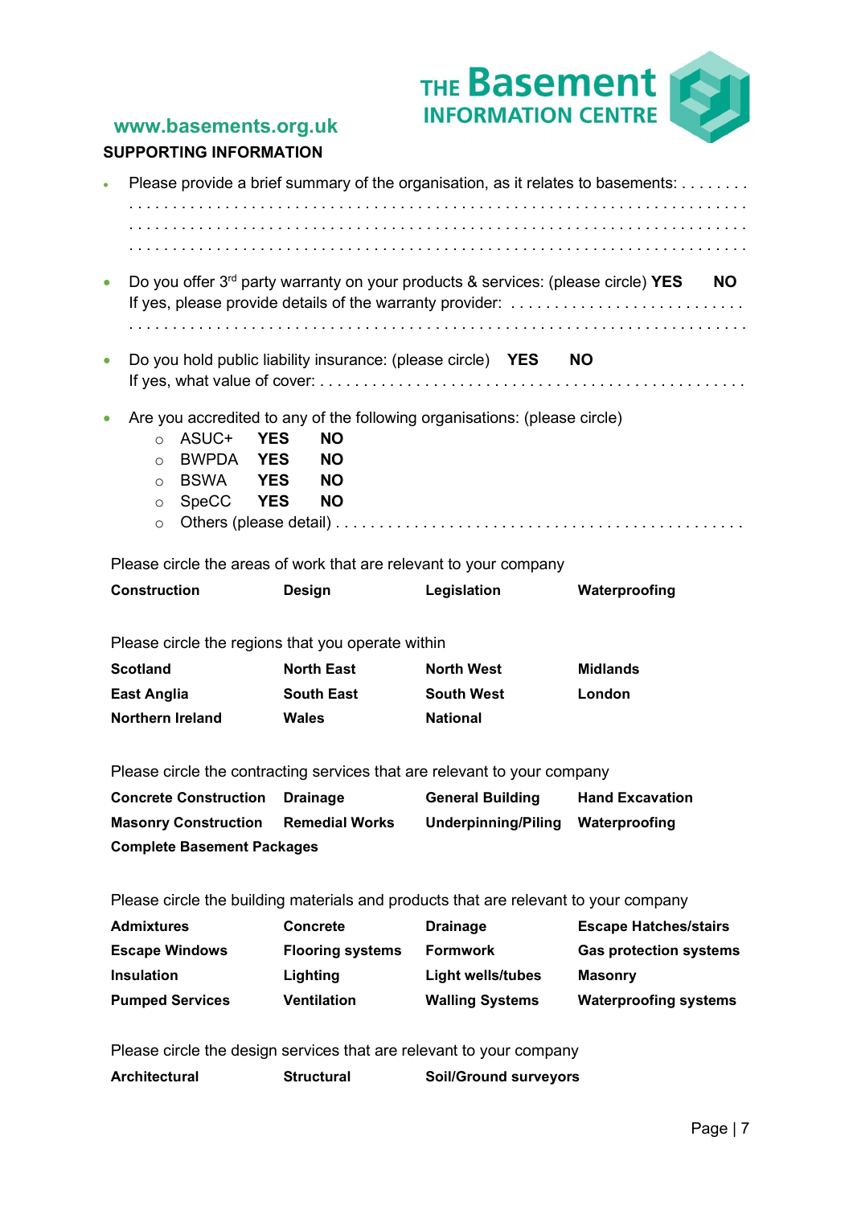www.basements.org.uk

THE Basement INFORMATION CENTRE

## SUPPORTING INFORMATION

- Please provide a brief summary of the organisation, as it relates to basements: . . . . . . . .
  . . . . . . . . . . . . . . . . . . . . . . . . . . . . . . . . . . . . . . . . . . . . . . . . . . . . . . . . . . . . . . . . . . . . . . . .
  . . . . . . . . . . . . . . . . . . . . . . . . . . . . . . . . . . . . . . . . . . . . . . . . . . . . . . . . . . . . . . . . . . . . . . . .
  . . . . . . . . . . . . . . . . . . . . . . . . . . . . . . . . . . . . . . . . . . . . . . . . . . . . . . . . . . . . . . . . . . . . . . . .
- Do you offer 3rd party warranty on your products & services: (please circle) **YES** **NO**
  If yes, please provide details of the warranty provider: . . . . . . . . . . . . . . . . . . . . . . . . . .
  . . . . . . . . . . . . . . . . . . . . . . . . . . . . . . . . . . . . . . . . . . . . . . . . . . . . . . . . . . . . . . . . . . . . . . . .
- Do you hold public liability insurance: (please circle) **YES** **NO**
  If yes, what value of cover: . . . . . . . . . . . . . . . . . . . . . . . . . . . . . . . . . . . . . . . . . . . . . . . . .
- Are you accredited to any of the following organisations: (please circle)
  - ASUC+ **YES** **NO**
  - BWPDA **YES** **NO**
  - BSWA **YES** **NO**
  - SpeCC **YES** **NO**
  - Others (please detail) . . . . . . . . . . . . . . . . . . . . . . . . . . . . . . . . . . . . . . . . . . . . . .

Please circle the areas of work that are relevant to your company

| | | | |
|---|---|---|---|
| **Construction** | **Design** | **Legislation** | **Waterproofing** |

Please circle the regions that you operate within

| | | | |
|---|---|---|---|
| **Scotland** | **North East** | **North West** | **Midlands** |
| **East Anglia** | **South East** | **South West** | **London** |
| **Northern Ireland** | **Wales** | **National** | |

Please circle the contracting services that are relevant to your company

| | | | |
|---|---|---|---|
| **Concrete Construction** | **Drainage** | **General Building** | **Hand Excavation** |
| **Masonry Construction** | **Remedial Works** | **Underpinning/Piling** | **Waterproofing** |
| **Complete Basement Packages** | | | |

Please circle the building materials and products that are relevant to your company

| | | | |
|---|---|---|---|
| **Admixtures** | **Concrete** | **Drainage** | **Escape Hatches/stairs** |
| **Escape Windows** | **Flooring systems** | **Formwork** | **Gas protection systems** |
| **Insulation** | **Lighting** | **Light wells/tubes** | **Masonry** |
| **Pumped Services** | **Ventilation** | **Walling Systems** | **Waterproofing systems** |

Please circle the design services that are relevant to your company

| | | |
|---|---|---|
| **Architectural** | **Structural** | **Soil/Ground surveyors** |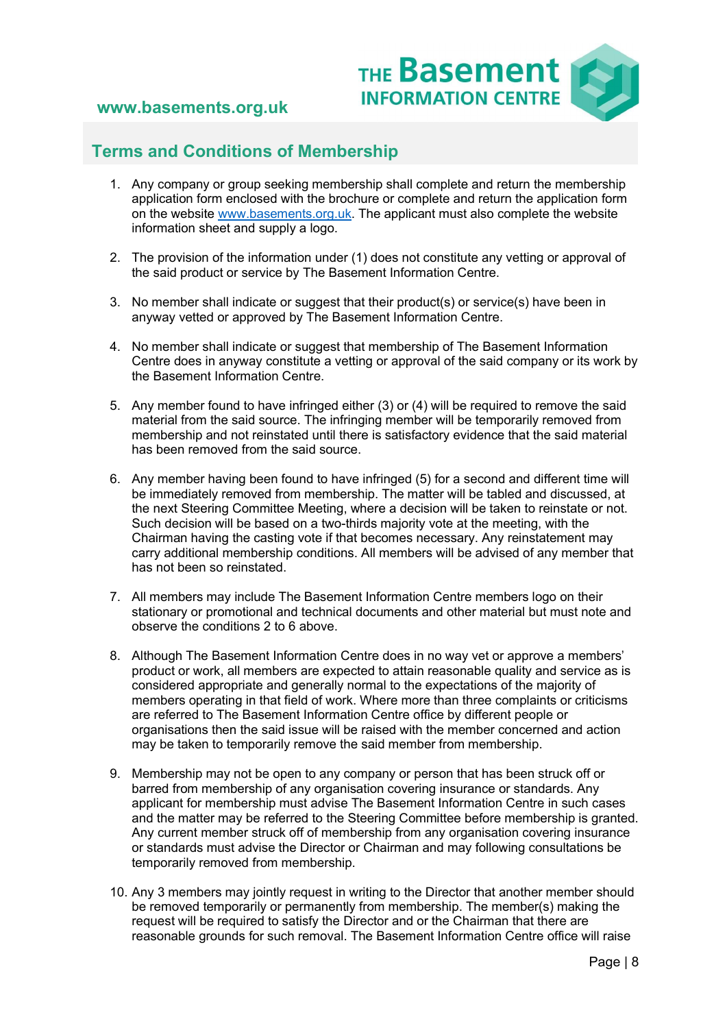## Terms and Conditions of Membership

1. Any company or group seeking membership shall complete and return the membership application form enclosed with the brochure or complete and return the application form on the website www.basements.org.uk. The applicant must also complete the website information sheet and supply a logo.

2. The provision of the information under (1) does not constitute any vetting or approval of the said product or service by The Basement Information Centre.

3. No member shall indicate or suggest that their product(s) or service(s) have been in anyway vetted or approved by The Basement Information Centre.

4. No member shall indicate or suggest that membership of The Basement Information Centre does in anyway constitute a vetting or approval of the said company or its work by the Basement Information Centre.

5. Any member found to have infringed either (3) or (4) will be required to remove the said material from the said source. The infringing member will be temporarily removed from membership and not reinstated until there is satisfactory evidence that the said material has been removed from the said source.

6. Any member having been found to have infringed (5) for a second and different time will be immediately removed from membership. The matter will be tabled and discussed, at the next Steering Committee Meeting, where a decision will be taken to reinstate or not. Such decision will be based on a two-thirds majority vote at the meeting, with the Chairman having the casting vote if that becomes necessary. Any reinstatement may carry additional membership conditions. All members will be advised of any member that has not been so reinstated.

7. All members may include The Basement Information Centre members logo on their stationary or promotional and technical documents and other material but must note and observe the conditions 2 to 6 above.

8. Although The Basement Information Centre does in no way vet or approve a members' product or work, all members are expected to attain reasonable quality and service as is considered appropriate and generally normal to the expectations of the majority of members operating in that field of work. Where more than three complaints or criticisms are referred to The Basement Information Centre office by different people or organisations then the said issue will be raised with the member concerned and action may be taken to temporarily remove the said member from membership.

9. Membership may not be open to any company or person that has been struck off or barred from membership of any organisation covering insurance or standards. Any applicant for membership must advise The Basement Information Centre in such cases and the matter may be referred to the Steering Committee before membership is granted. Any current member struck off of membership from any organisation covering insurance or standards must advise the Director or Chairman and may following consultations be temporarily removed from membership.

10. Any 3 members may jointly request in writing to the Director that another member should be removed temporarily or permanently from membership. The member(s) making the request will be required to satisfy the Director and or the Chairman that there are reasonable grounds for such removal. The Basement Information Centre office will raise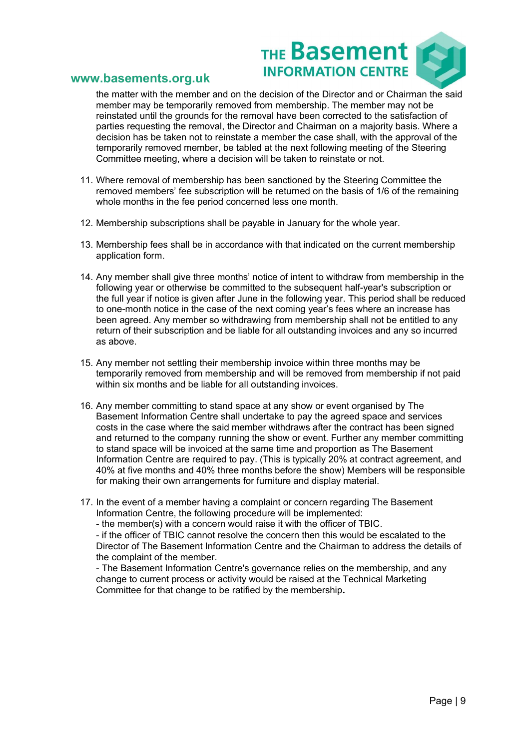the matter with the member and on the decision of the Director and or Chairman the said member may be temporarily removed from membership. The member may not be reinstated until the grounds for the removal have been corrected to the satisfaction of parties requesting the removal, the Director and Chairman on a majority basis. Where a decision has be taken not to reinstate a member the case shall, with the approval of the temporarily removed member, be tabled at the next following meeting of the Steering Committee meeting, where a decision will be taken to reinstate or not.

11. Where removal of membership has been sanctioned by the Steering Committee the removed members' fee subscription will be returned on the basis of 1/6 of the remaining whole months in the fee period concerned less one month.

12. Membership subscriptions shall be payable in January for the whole year.

13. Membership fees shall be in accordance with that indicated on the current membership application form.

14. Any member shall give three months' notice of intent to withdraw from membership in the following year or otherwise be committed to the subsequent half-year's subscription or the full year if notice is given after June in the following year. This period shall be reduced to one-month notice in the case of the next coming year's fees where an increase has been agreed. Any member so withdrawing from membership shall not be entitled to any return of their subscription and be liable for all outstanding invoices and any so incurred as above.

15. Any member not settling their membership invoice within three months may be temporarily removed from membership and will be removed from membership if not paid within six months and be liable for all outstanding invoices.

16. Any member committing to stand space at any show or event organised by The Basement Information Centre shall undertake to pay the agreed space and services costs in the case where the said member withdraws after the contract has been signed and returned to the company running the show or event. Further any member committing to stand space will be invoiced at the same time and proportion as The Basement Information Centre are required to pay. (This is typically 20% at contract agreement, and 40% at five months and 40% three months before the show) Members will be responsible for making their own arrangements for furniture and display material.

17. In the event of a member having a complaint or concern regarding The Basement Information Centre, the following procedure will be implemented:
    - the member(s) with a concern would raise it with the officer of TBIC.
    - if the officer of TBIC cannot resolve the concern then this would be escalated to the Director of The Basement Information Centre and the Chairman to address the details of the complaint of the member.
    - The Basement Information Centre's governance relies on the membership, and any change to current process or activity would be raised at the Technical Marketing Committee for that change to be ratified by the membership.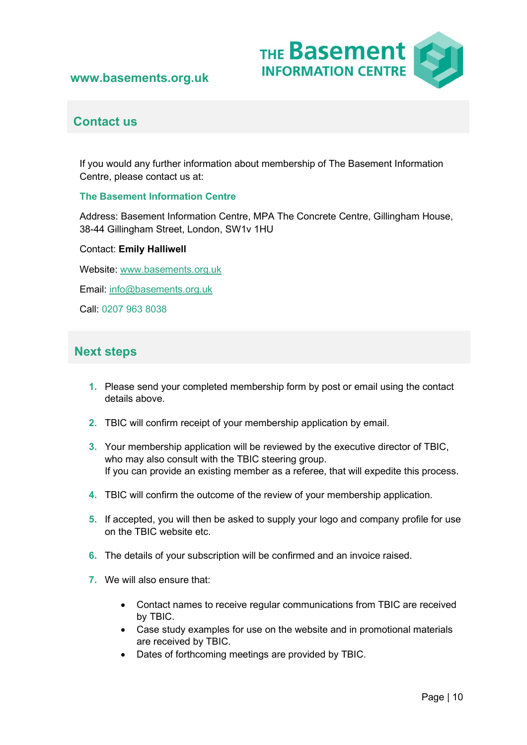## Contact us

If you would any further information about membership of The Basement Information Centre, please contact us at:

**The Basement Information Centre**

Address: Basement Information Centre, MPA The Concrete Centre, Gillingham House, 38-44 Gillingham Street, London, SW1v 1HU

Contact: **Emily Halliwell**

Website: www.basements.org.uk

Email: info@basements.org.uk

Call: 0207 963 8038

## Next steps

1. Please send your completed membership form by post or email using the contact details above.
2. TBIC will confirm receipt of your membership application by email.
3. Your membership application will be reviewed by the executive director of TBIC, who may also consult with the TBIC steering group.
   If you can provide an existing member as a referee, that will expedite this process.
4. TBIC will confirm the outcome of the review of your membership application.
5. If accepted, you will then be asked to supply your logo and company profile for use on the TBIC website etc.
6. The details of your subscription will be confirmed and an invoice raised.
7. We will also ensure that:
   - Contact names to receive regular communications from TBIC are received by TBIC.
   - Case study examples for use on the website and in promotional materials are received by TBIC.
   - Dates of forthcoming meetings are provided by TBIC.